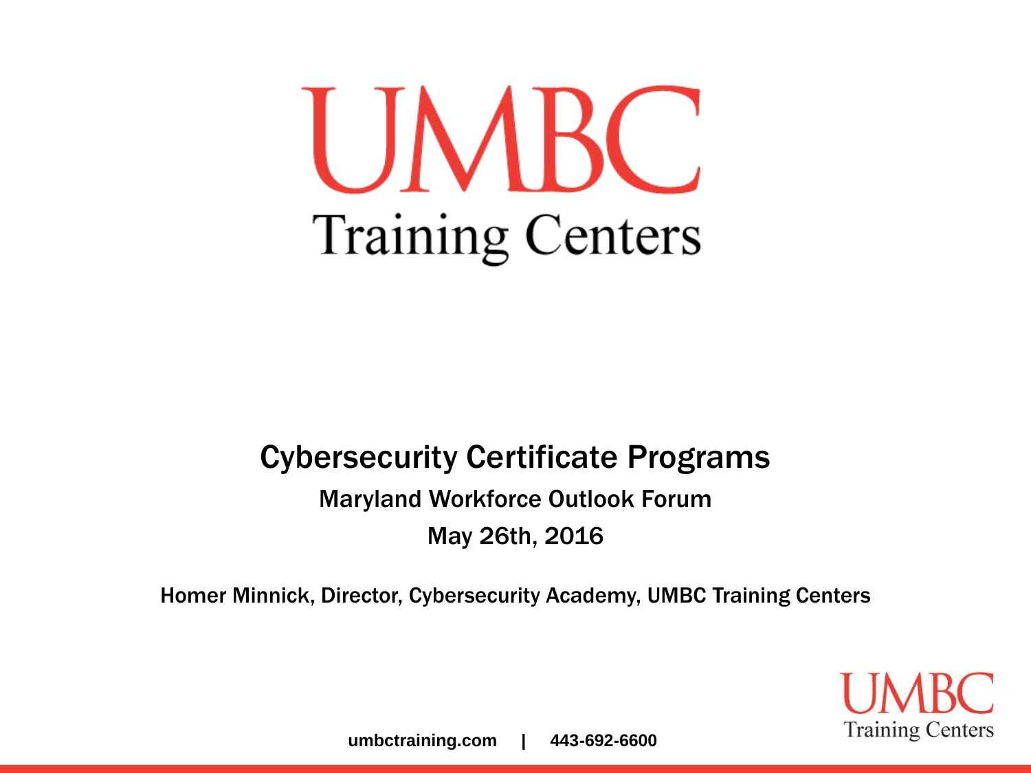# UMBC Training Centers

## Cybersecurity Certificate Programs

Maryland Workforce Outlook Forum

May 26th, 2016

Homer Minnick, Director, Cybersecurity Academy, UMBC Training Centers

**umbctraining.com | 443-692-6600**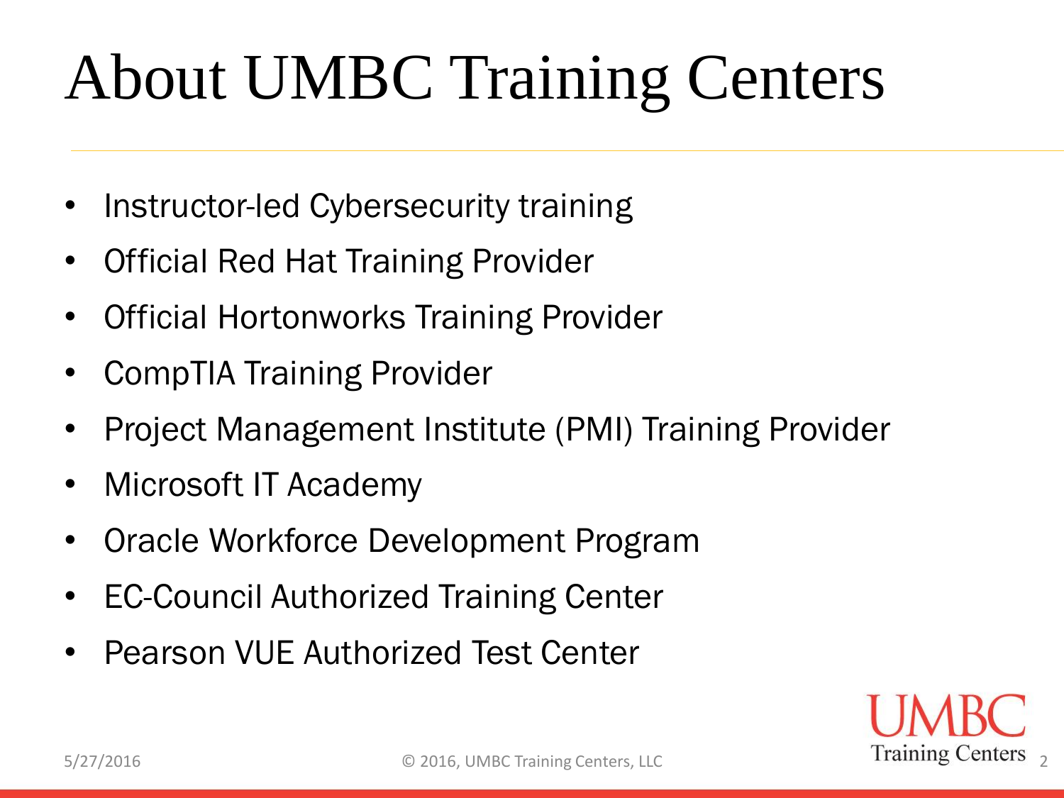# About UMBC Training Centers

- Instructor-led Cybersecurity training
- Official Red Hat Training Provider
- Official Hortonworks Training Provider
- CompTIA Training Provider
- Project Management Institute (PMI) Training Provider
- Microsoft IT Academy
- Oracle Workforce Development Program
- EC-Council Authorized Training Center
- Pearson VUE Authorized Test Center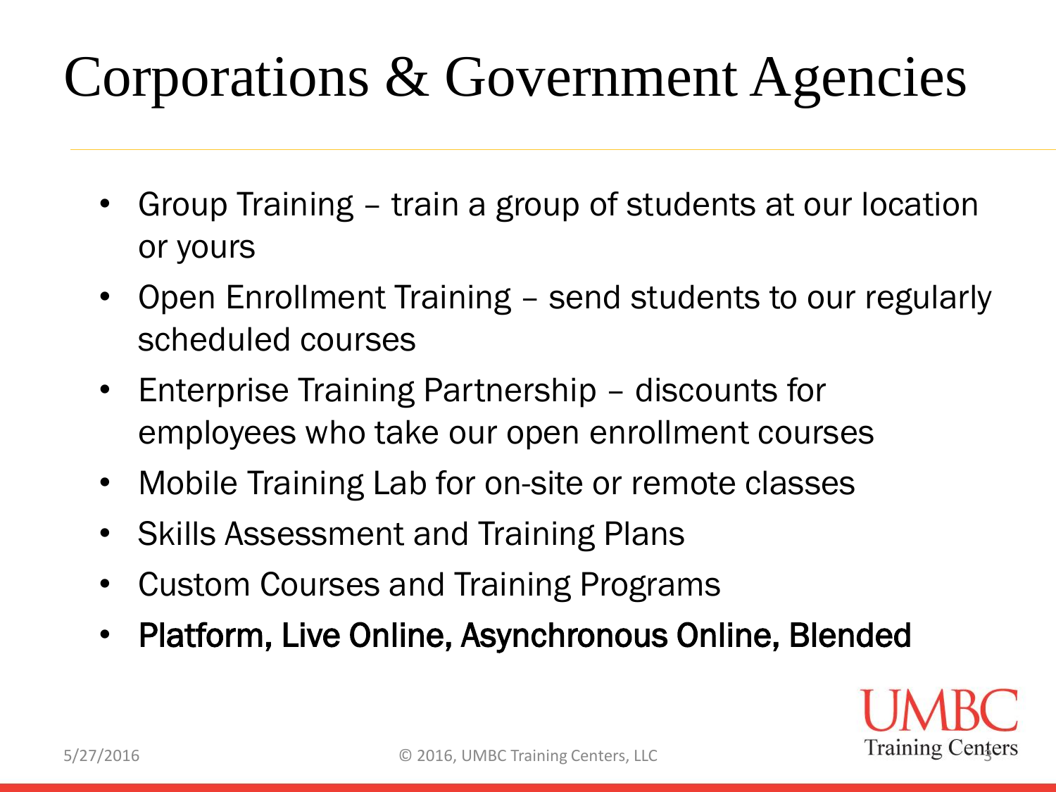# Corporations & Government Agencies

- Group Training – train a group of students at our location or yours
- Open Enrollment Training – send students to our regularly scheduled courses
- Enterprise Training Partnership – discounts for employees who take our open enrollment courses
- Mobile Training Lab for on-site or remote classes
- Skills Assessment and Training Plans
- Custom Courses and Training Programs
- Platform, Live Online, Asynchronous Online, Blended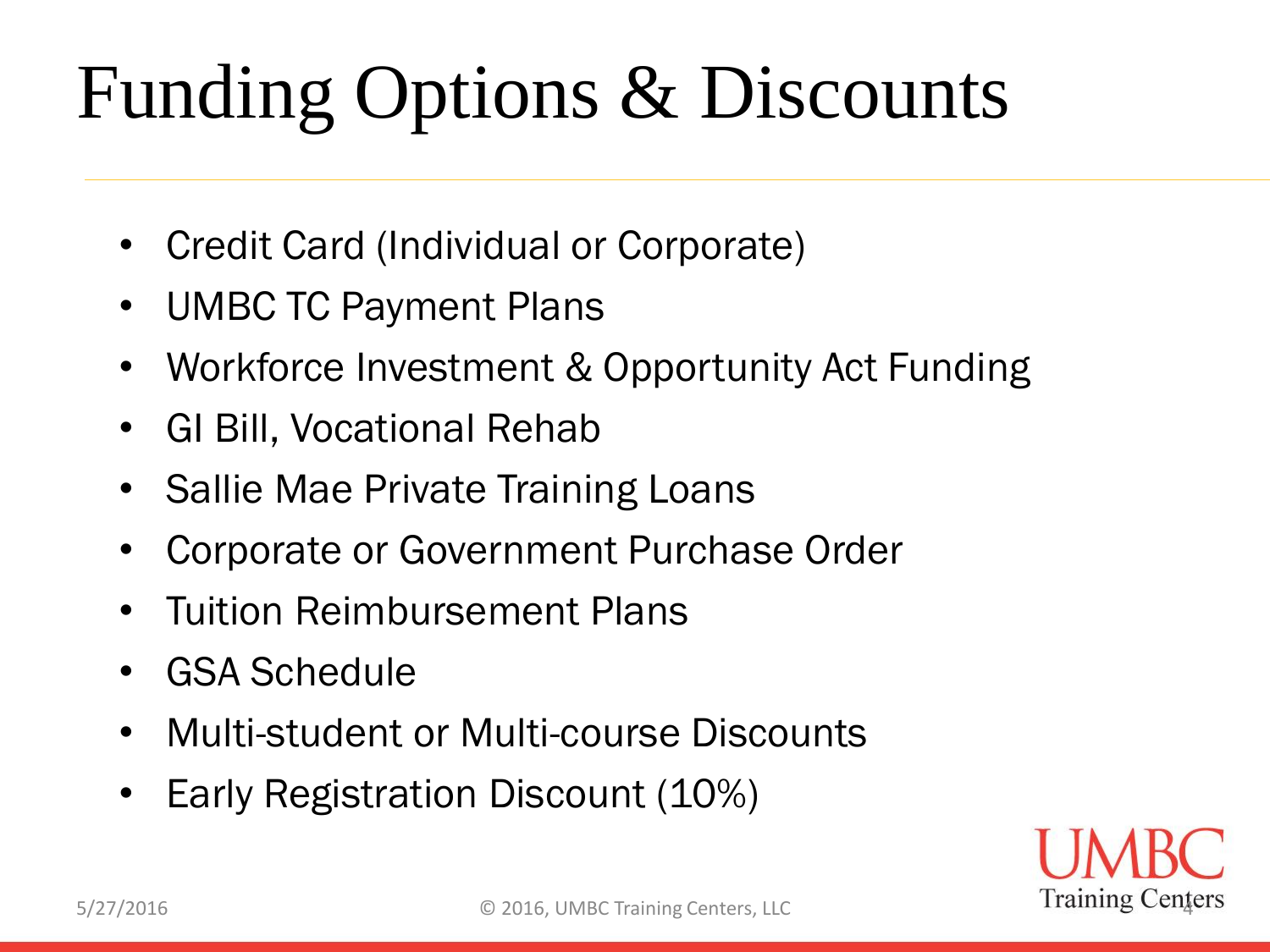# Funding Options & Discounts

- Credit Card (Individual or Corporate)
- UMBC TC Payment Plans
- Workforce Investment & Opportunity Act Funding
- GI Bill, Vocational Rehab
- Sallie Mae Private Training Loans
- Corporate or Government Purchase Order
- Tuition Reimbursement Plans
- GSA Schedule
- Multi-student or Multi-course Discounts
- Early Registration Discount (10%)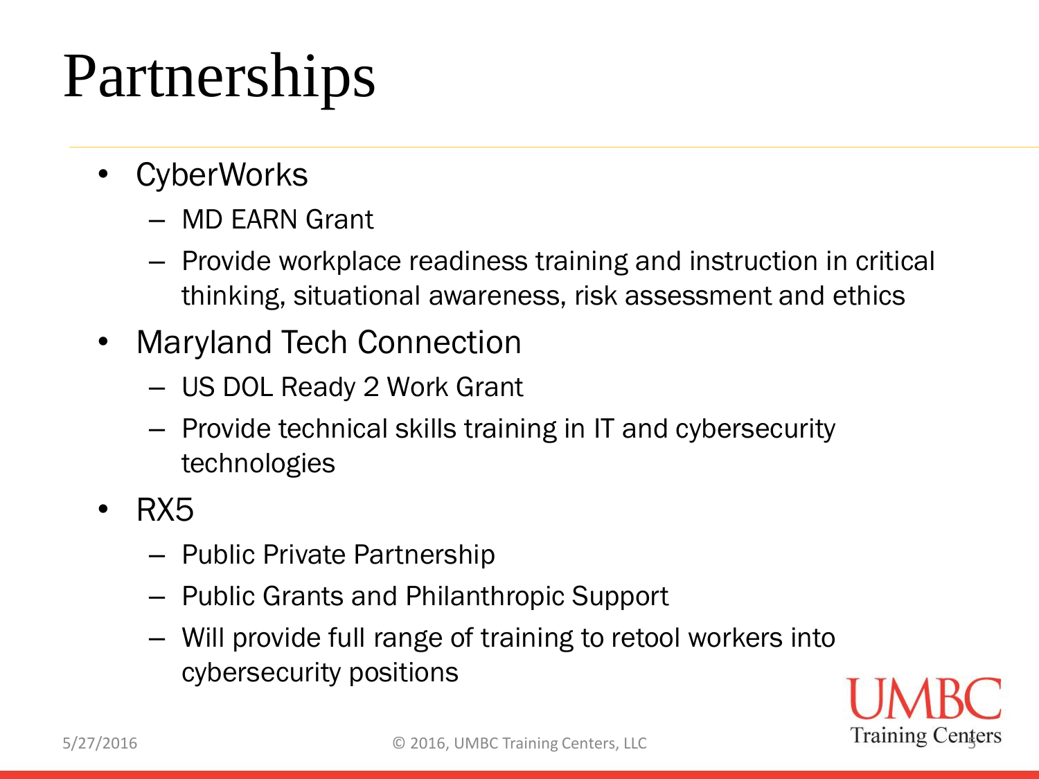# Partnerships

- CyberWorks
  - MD EARN Grant
  - Provide workplace readiness training and instruction in critical thinking, situational awareness, risk assessment and ethics
- Maryland Tech Connection
  - US DOL Ready 2 Work Grant
  - Provide technical skills training in IT and cybersecurity technologies
- RX5
  - Public Private Partnership
  - Public Grants and Philanthropic Support
  - Will provide full range of training to retool workers into cybersecurity positions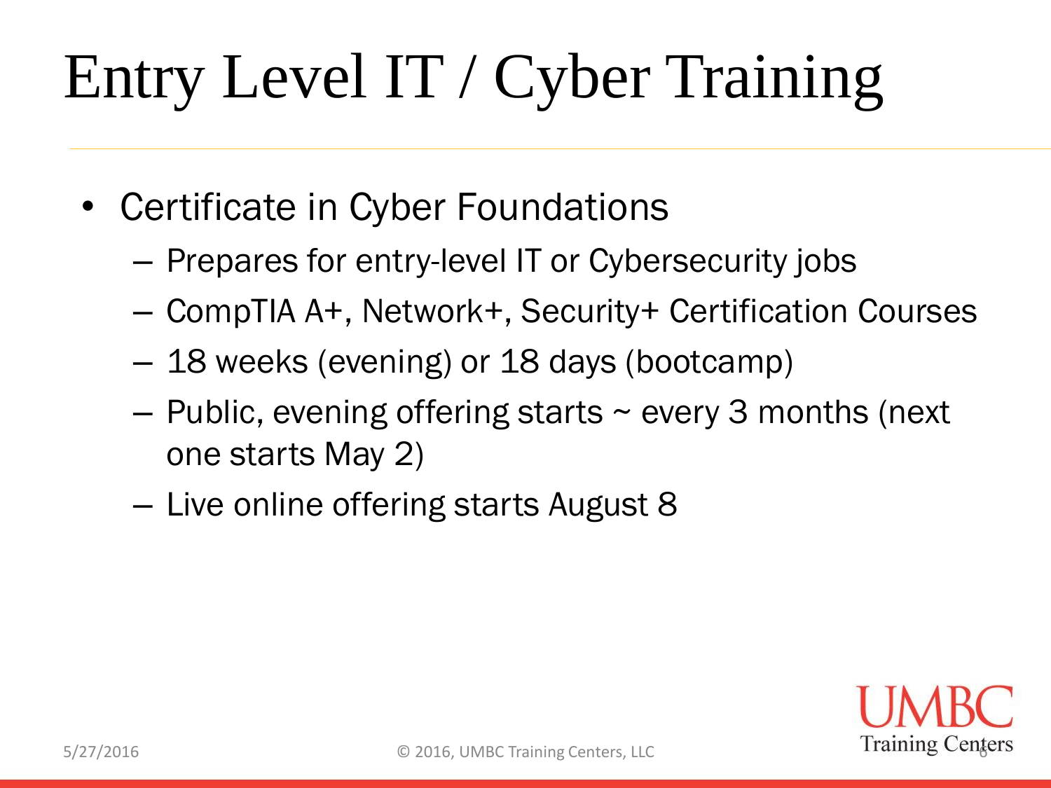# Entry Level IT / Cyber Training

- Certificate in Cyber Foundations
  - Prepares for entry-level IT or Cybersecurity jobs
  - CompTIA A+, Network+, Security+ Certification Courses
  - 18 weeks (evening) or 18 days (bootcamp)
  - Public, evening offering starts ~ every 3 months (next one starts May 2)
  - Live online offering starts August 8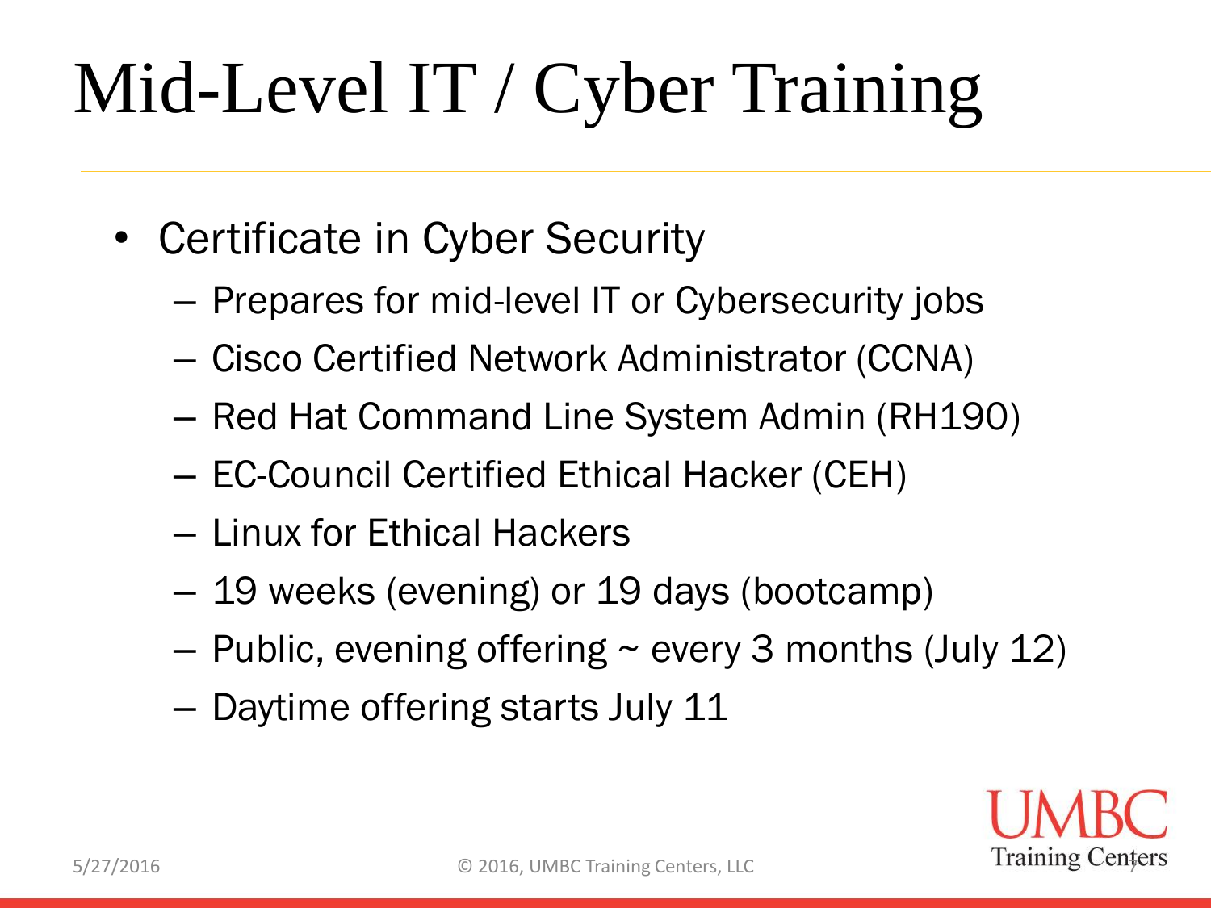# Mid-Level IT / Cyber Training

- Certificate in Cyber Security
  - Prepares for mid-level IT or Cybersecurity jobs
  - Cisco Certified Network Administrator (CCNA)
  - Red Hat Command Line System Admin (RH190)
  - EC-Council Certified Ethical Hacker (CEH)
  - Linux for Ethical Hackers
  - 19 weeks (evening) or 19 days (bootcamp)
  - Public, evening offering ~ every 3 months (July 12)
  - Daytime offering starts July 11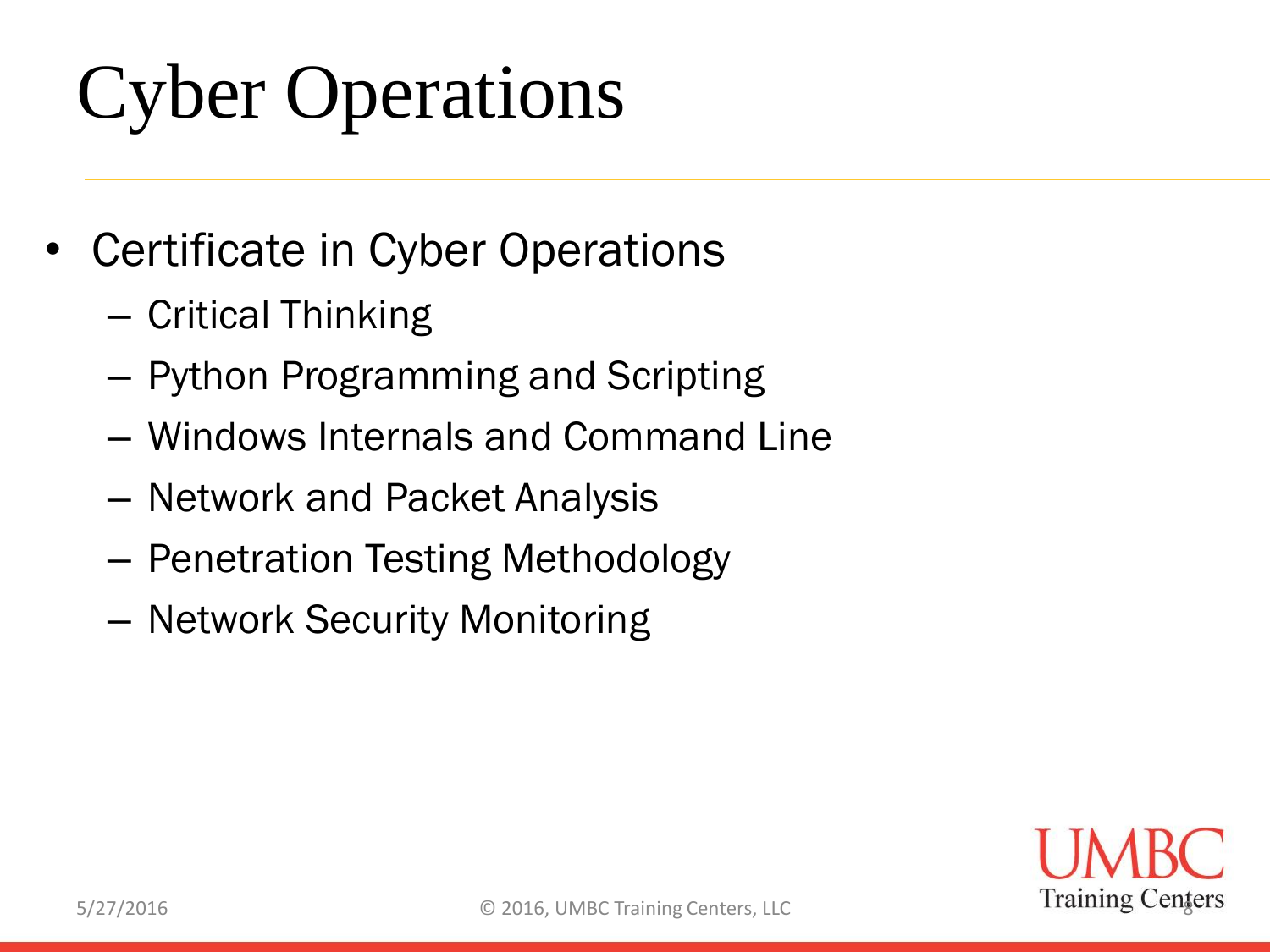# Cyber Operations

- Certificate in Cyber Operations
  - Critical Thinking
  - Python Programming and Scripting
  - Windows Internals and Command Line
  - Network and Packet Analysis
  - Penetration Testing Methodology
  - Network Security Monitoring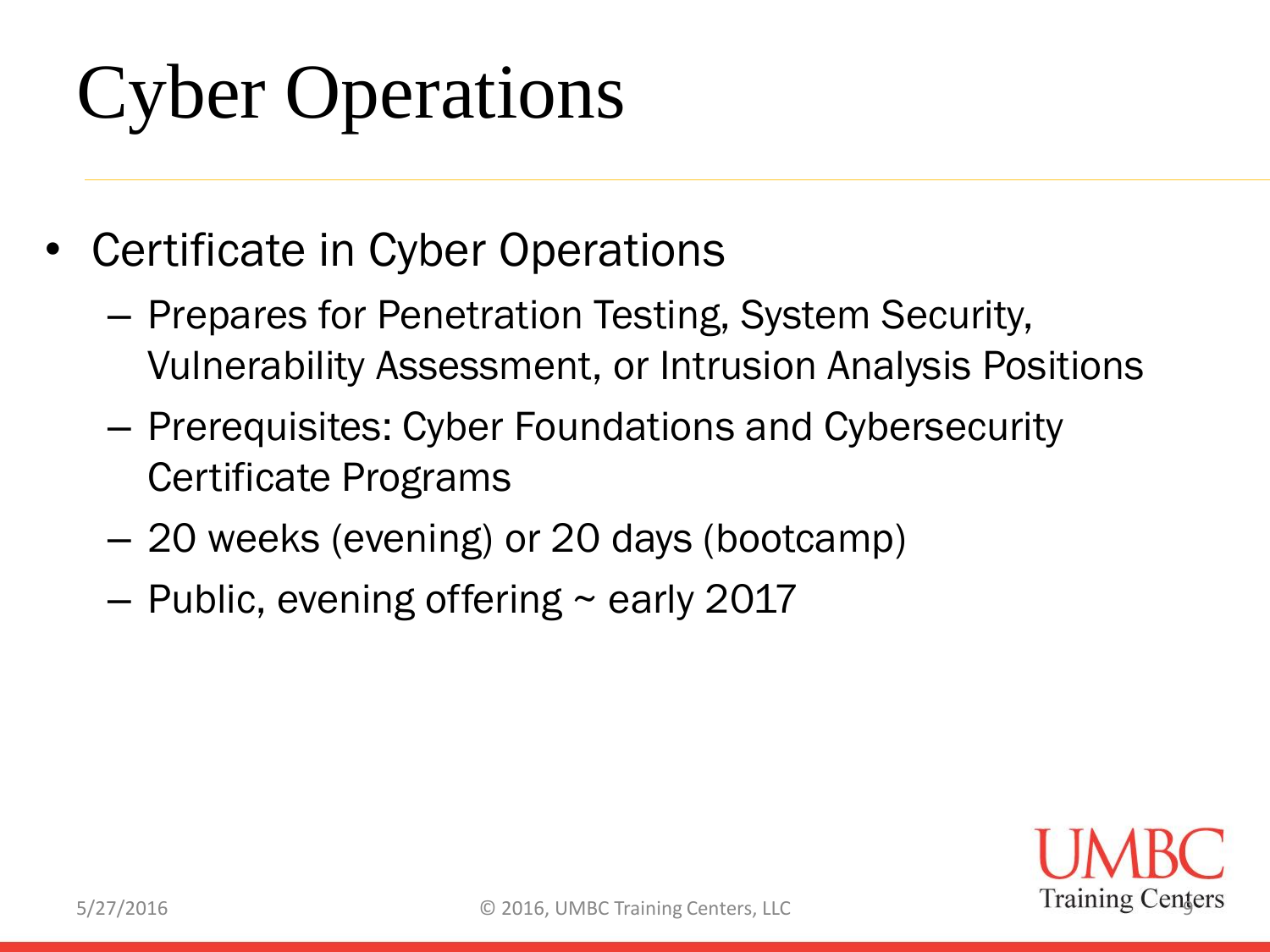# Cyber Operations

- Certificate in Cyber Operations
  - Prepares for Penetration Testing, System Security, Vulnerability Assessment, or Intrusion Analysis Positions
  - Prerequisites: Cyber Foundations and Cybersecurity Certificate Programs
  - 20 weeks (evening) or 20 days (bootcamp)
  - Public, evening offering ~ early 2017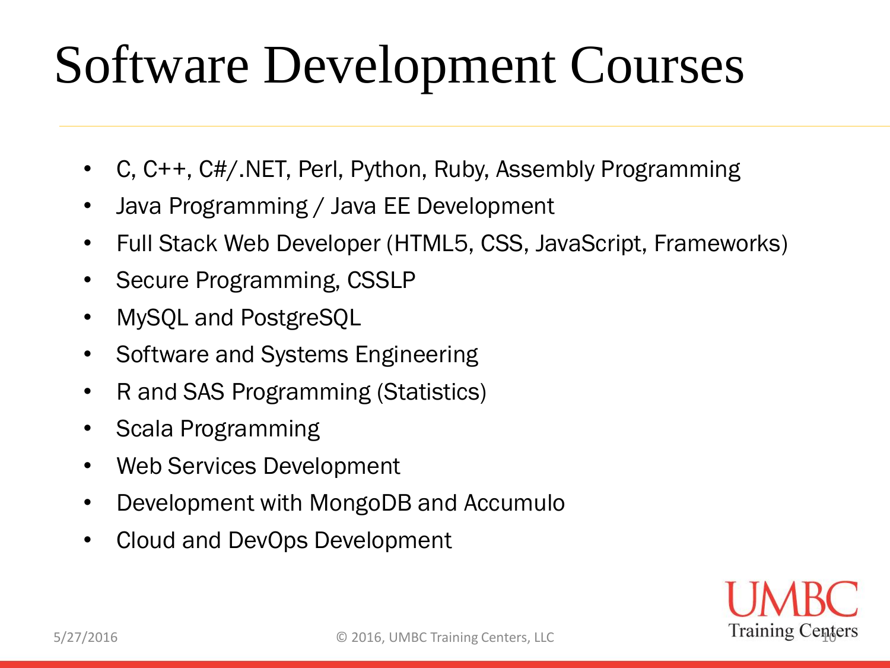# Software Development Courses

- C, C++, C#/.NET, Perl, Python, Ruby, Assembly Programming
- Java Programming / Java EE Development
- Full Stack Web Developer (HTML5, CSS, JavaScript, Frameworks)
- Secure Programming, CSSLP
- MySQL and PostgreSQL
- Software and Systems Engineering
- R and SAS Programming (Statistics)
- Scala Programming
- Web Services Development
- Development with MongoDB and Accumulo
- Cloud and DevOps Development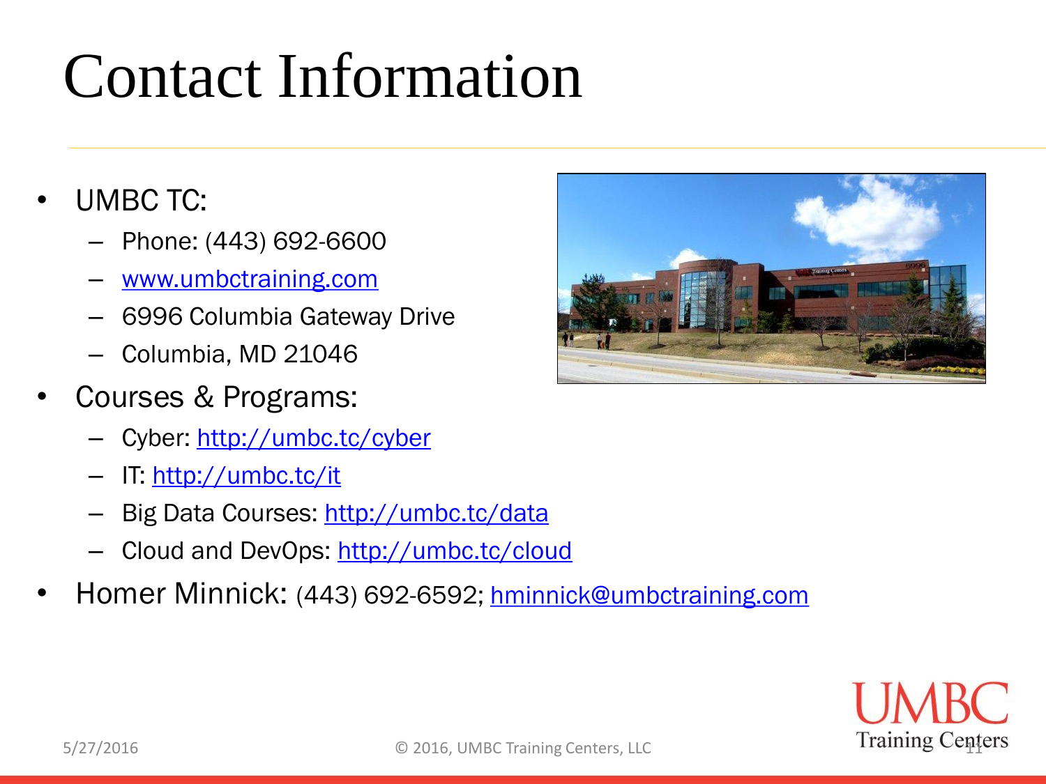# Contact Information

- UMBC TC:
  - Phone: (443) 692-6600
  - www.umbctraining.com
  - 6996 Columbia Gateway Drive
  - Columbia, MD 21046
- Courses & Programs:
  - Cyber: http://umbc.tc/cyber
  - IT: http://umbc.tc/it
  - Big Data Courses: http://umbc.tc/data
  - Cloud and DevOps: http://umbc.tc/cloud
- Homer Minnick: (443) 692-6592; hminnick@umbctraining.com